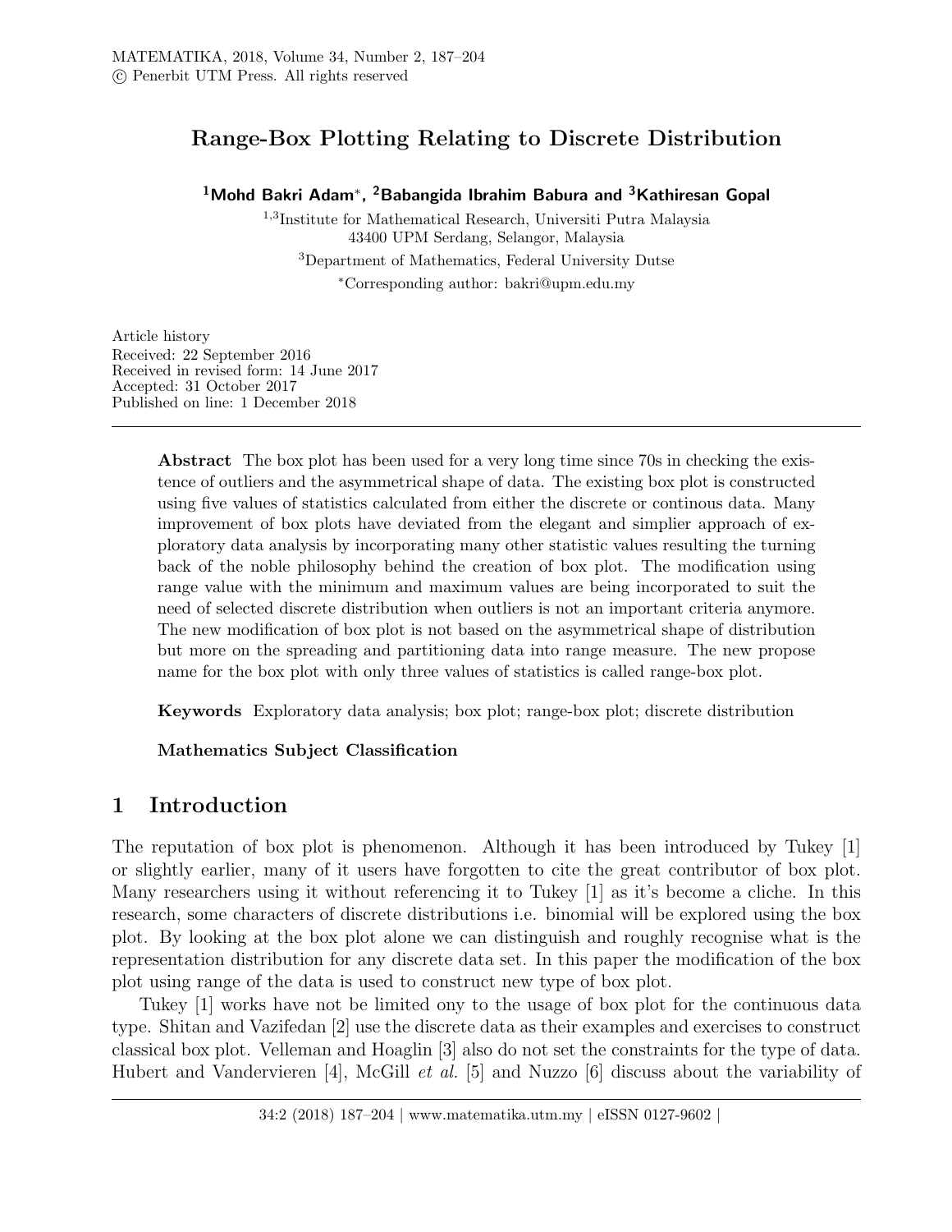# Range-Box Plotting Relating to Discrete Distribution

**[1]Mohd Bakri Adam*, [2]Babangida Ibrahim Babura and [3]Kathiresan Gopal**

[1,3]Institute for Mathematical Research, Universiti Putra Malaysia
43400 UPM Serdang, Selangor, Malaysia

[3]Department of Mathematics, Federal University Dutse

*Corresponding author: bakri@upm.edu.my

Article history
Received: 22 September 2016
Received in revised form: 14 June 2017
Accepted: 31 October 2017
Published on line: 1 December 2018

---

**Abstract** The box plot has been used for a very long time since 70s in checking the existence of outliers and the asymmetrical shape of data. The existing box plot is constructed using five values of statistics calculated from either the discrete or continous data. Many improvement of box plots have deviated from the elegant and simplier approach of exploratory data analysis by incorporating many other statistic values resulting the turning back of the noble philosophy behind the creation of box plot. The modification using range value with the minimum and maximum values are being incorporated to suit the need of selected discrete distribution when outliers is not an important criteria anymore. The new modification of box plot is not based on the asymmetrical shape of distribution but more on the spreading and partitioning data into range measure. The new propose name for the box plot with only three values of statistics is called range-box plot.

**Keywords** Exploratory data analysis; box plot; range-box plot; discrete distribution

**Mathematics Subject Classification**

## 1 Introduction

The reputation of box plot is phenomenon. Although it has been introduced by Tukey [1] or slightly earlier, many of it users have forgotten to cite the great contributor of box plot. Many researchers using it without referencing it to Tukey [1] as it's become a cliche. In this research, some characters of discrete distributions i.e. binomial will be explored using the box plot. By looking at the box plot alone we can distinguish and roughly recognise what is the representation distribution for any discrete data set. In this paper the modification of the box plot using range of the data is used to construct new type of box plot.

Tukey [1] works have not be limited ony to the usage of box plot for the continuous data type. Shitan and Vazifedan [2] use the discrete data as their examples and exercises to construct classical box plot. Velleman and Hoaglin [3] also do not set the constraints for the type of data. Hubert and Vandervieren [4], McGill *et al.* [5] and Nuzzo [6] discuss about the variability of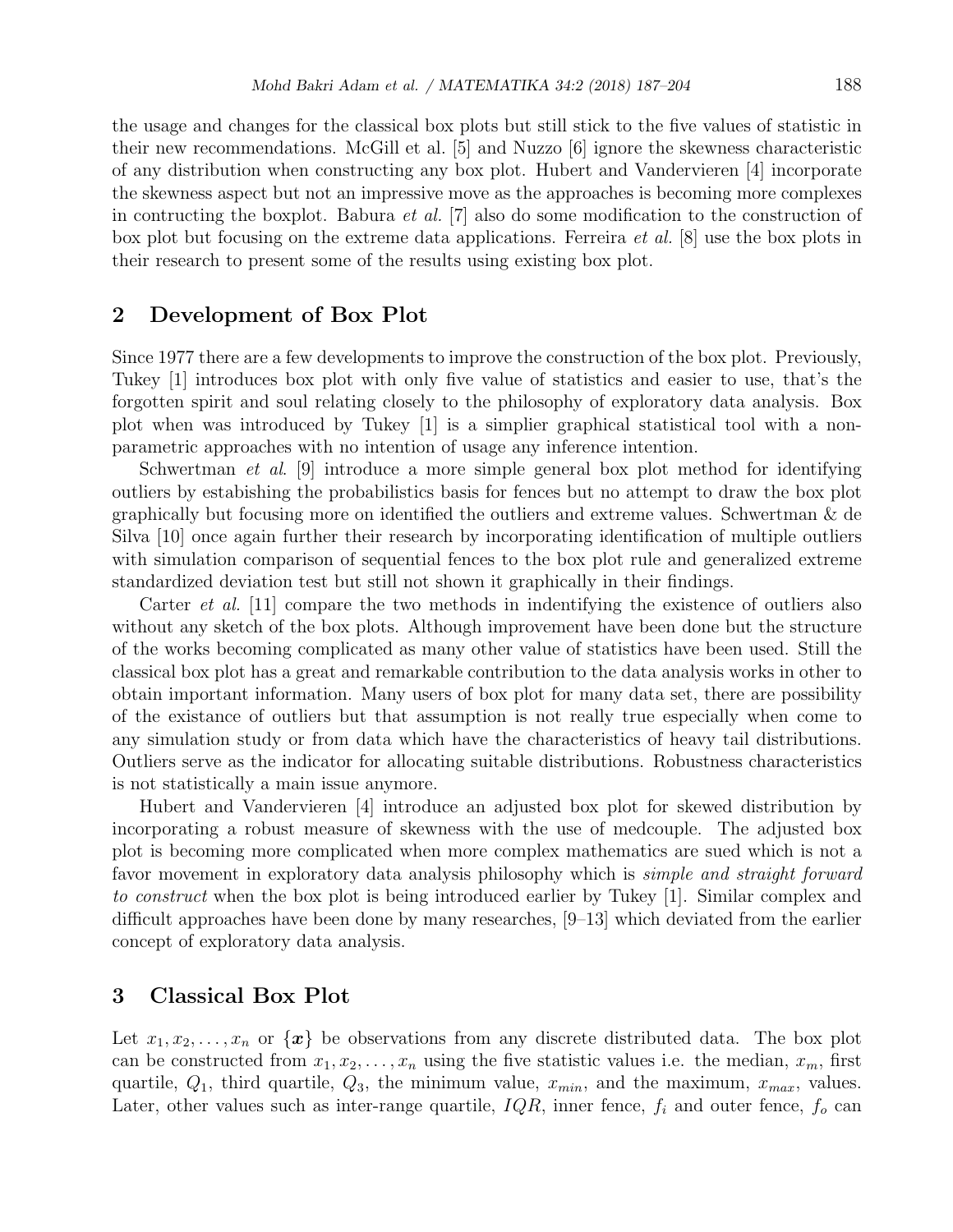the usage and changes for the classical box plots but still stick to the five values of statistic in their new recommendations. McGill et al. [5] and Nuzzo [6] ignore the skewness characteristic of any distribution when constructing any box plot. Hubert and Vandervieren [4] incorporate the skewness aspect but not an impressive move as the approaches is becoming more complexes in contructing the boxplot. Babura *et al.* [7] also do some modification to the construction of box plot but focusing on the extreme data applications. Ferreira *et al.* [8] use the box plots in their research to present some of the results using existing box plot.

## 2 Development of Box Plot

Since 1977 there are a few developments to improve the construction of the box plot. Previously, Tukey [1] introduces box plot with only five value of statistics and easier to use, that's the forgotten spirit and soul relating closely to the philosophy of exploratory data analysis. Box plot when was introduced by Tukey [1] is a simplier graphical statistical tool with a non-parametric approaches with no intention of usage any inference intention.

Schwertman *et al*. [9] introduce a more simple general box plot method for identifying outliers by estabishing the probabilistics basis for fences but no attempt to draw the box plot graphically but focusing more on identified the outliers and extreme values. Schwertman & de Silva [10] once again further their research by incorporating identification of multiple outliers with simulation comparison of sequential fences to the box plot rule and generalized extreme standardized deviation test but still not shown it graphically in their findings.

Carter *et al.* [11] compare the two methods in indentifying the existence of outliers also without any sketch of the box plots. Although improvement have been done but the structure of the works becoming complicated as many other value of statistics have been used. Still the classical box plot has a great and remarkable contribution to the data analysis works in other to obtain important information. Many users of box plot for many data set, there are possibility of the existance of outliers but that assumption is not really true especially when come to any simulation study or from data which have the characteristics of heavy tail distributions. Outliers serve as the indicator for allocating suitable distributions. Robustness characteristics is not statistically a main issue anymore.

Hubert and Vandervieren [4] introduce an adjusted box plot for skewed distribution by incorporating a robust measure of skewness with the use of medcouple. The adjusted box plot is becoming more complicated when more complex mathematics are sued which is not a favor movement in exploratory data analysis philosophy which is *simple and straight forward to construct* when the box plot is being introduced earlier by Tukey [1]. Similar complex and difficult approaches have been done by many researches, [9–13] which deviated from the earlier concept of exploratory data analysis.

## 3 Classical Box Plot

Let $x_1, x_2, \ldots, x_n$ or $\{\boldsymbol{x}\}$ be observations from any discrete distributed data. The box plot can be constructed from $x_1, x_2, \ldots, x_n$ using the five statistic values i.e. the median, $x_m$, first quartile, $Q_1$, third quartile, $Q_3$, the minimum value, $x_{min}$, and the maximum, $x_{max}$, values. Later, other values such as inter-range quartile, $IQR$, inner fence, $f_i$ and outer fence, $f_o$ can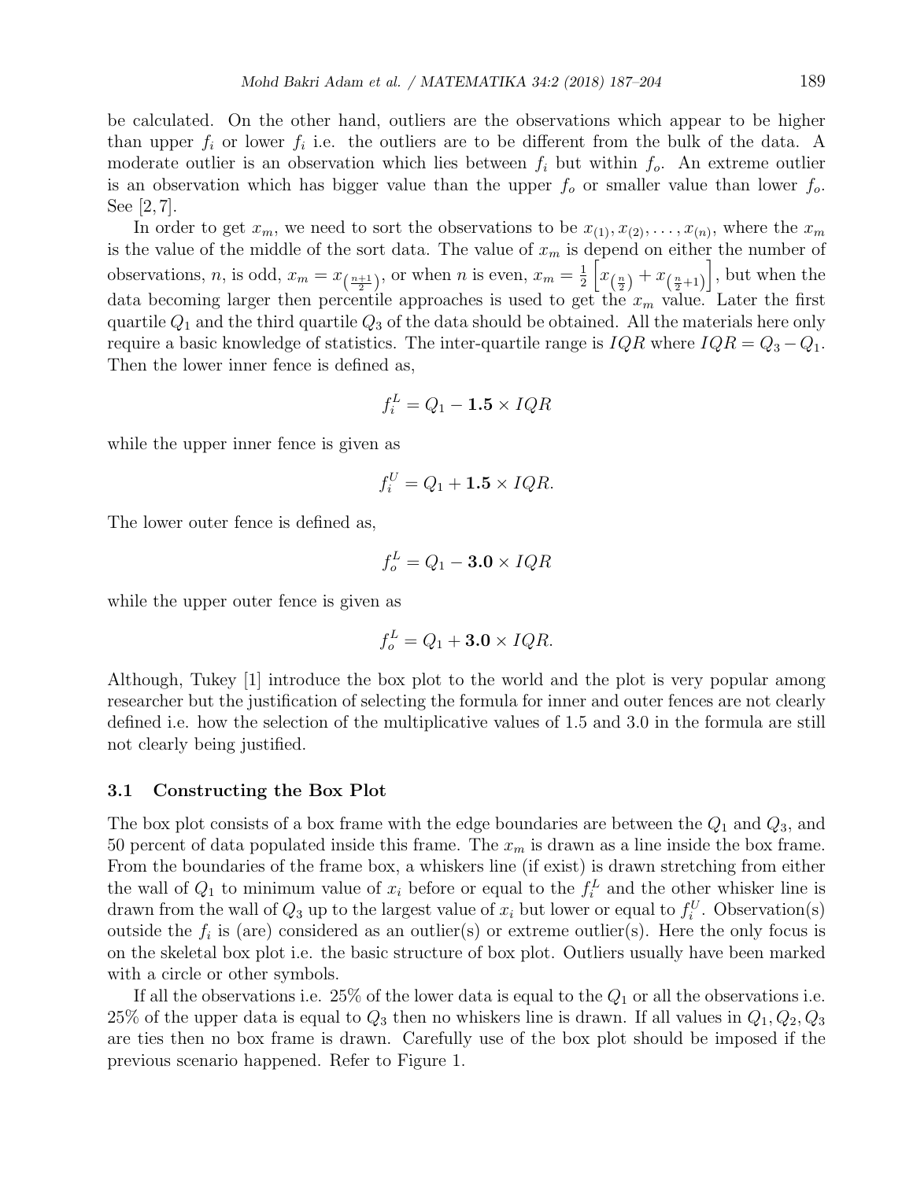be calculated. On the other hand, outliers are the observations which appear to be higher than upper $f_i$ or lower $f_i$ i.e. the outliers are to be different from the bulk of the data. A moderate outlier is an observation which lies between $f_i$ but within $f_o$. An extreme outlier is an observation which has bigger value than the upper $f_o$ or smaller value than lower $f_o$. See [2, 7].

In order to get $x_m$, we need to sort the observations to be $x_{(1)}, x_{(2)}, \ldots, x_{(n)}$, where the $x_m$ is the value of the middle of the sort data. The value of $x_m$ is depend on either the number of observations, $n$, is odd, $x_m = x_{\left(\frac{n+1}{2}\right)}$, or when $n$ is even, $x_m = \frac{1}{2}\left[x_{\left(\frac{n}{2}\right)} + x_{\left(\frac{n}{2}+1\right)}\right]$, but when the data becoming larger then percentile approaches is used to get the $x_m$ value. Later the first quartile $Q_1$ and the third quartile $Q_3$ of the data should be obtained. All the materials here only require a basic knowledge of statistics. The inter-quartile range is $IQR$ where $IQR = Q_3 - Q_1$. Then the lower inner fence is defined as,

$$f_i^L = Q_1 - \mathbf{1.5} \times IQR$$

while the upper inner fence is given as

$$f_i^U = Q_1 + \mathbf{1.5} \times IQR.$$

The lower outer fence is defined as,

$$f_o^L = Q_1 - \mathbf{3.0} \times IQR$$

while the upper outer fence is given as

$$f_o^L = Q_1 + \mathbf{3.0} \times IQR.$$

Although, Tukey [1] introduce the box plot to the world and the plot is very popular among researcher but the justification of selecting the formula for inner and outer fences are not clearly defined i.e. how the selection of the multiplicative values of 1.5 and 3.0 in the formula are still not clearly being justified.

### 3.1 Constructing the Box Plot

The box plot consists of a box frame with the edge boundaries are between the $Q_1$ and $Q_3$, and 50 percent of data populated inside this frame. The $x_m$ is drawn as a line inside the box frame. From the boundaries of the frame box, a whiskers line (if exist) is drawn stretching from either the wall of $Q_1$ to minimum value of $x_i$ before or equal to the $f_i^L$ and the other whisker line is drawn from the wall of $Q_3$ up to the largest value of $x_i$ but lower or equal to $f_i^U$. Observation(s) outside the $f_i$ is (are) considered as an outlier(s) or extreme outlier(s). Here the only focus is on the skeletal box plot i.e. the basic structure of box plot. Outliers usually have been marked with a circle or other symbols.

If all the observations i.e. 25% of the lower data is equal to the $Q_1$ or all the observations i.e. 25% of the upper data is equal to $Q_3$ then no whiskers line is drawn. If all values in $Q_1, Q_2, Q_3$ are ties then no box frame is drawn. Carefully use of the box plot should be imposed if the previous scenario happened. Refer to Figure 1.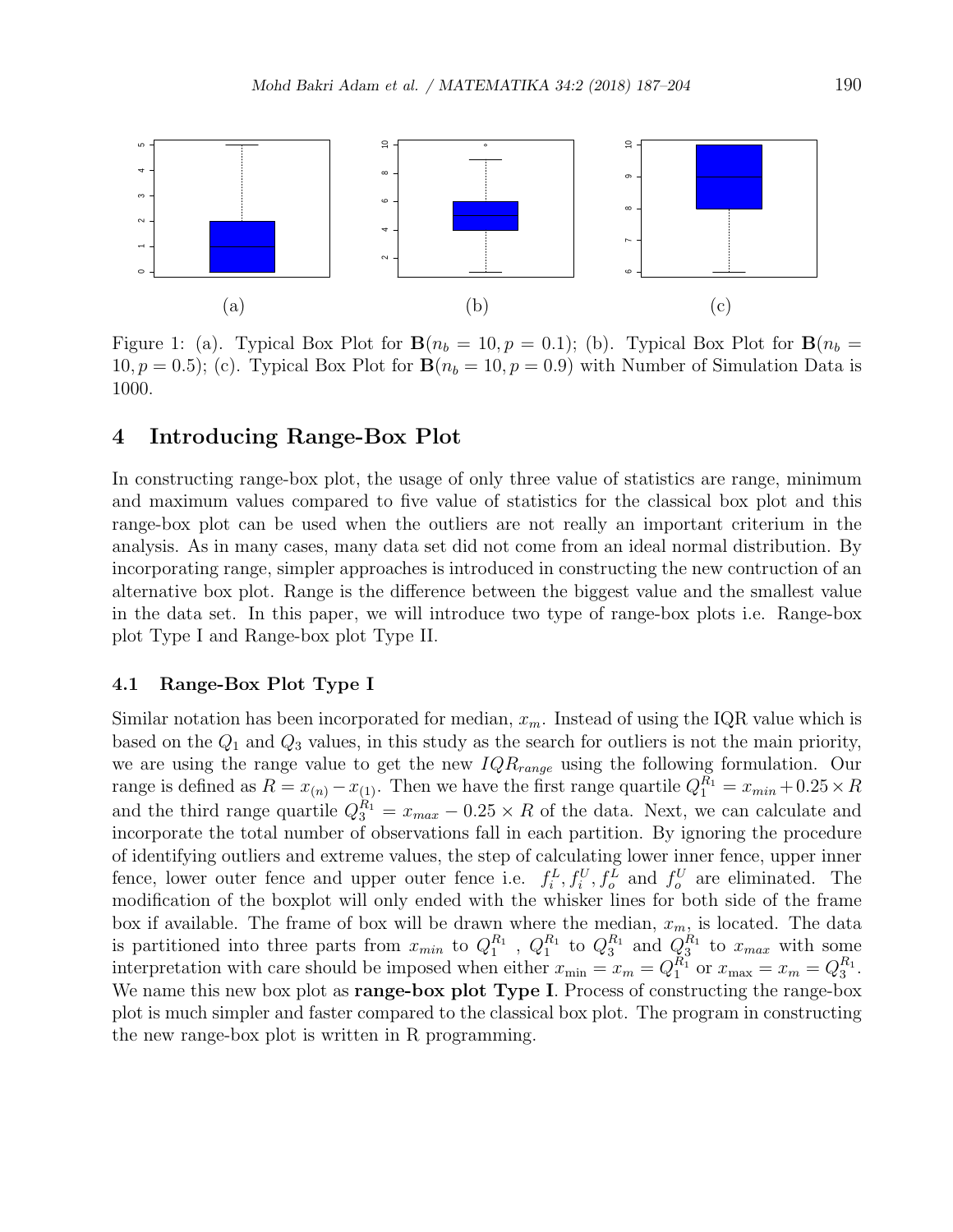(a) (b) (c)

Figure 1: (a). Typical Box Plot for $\mathbf{B}(n_b = 10, p = 0.1)$; (b). Typical Box Plot for $\mathbf{B}(n_b = 10, p = 0.5)$; (c). Typical Box Plot for $\mathbf{B}(n_b = 10, p = 0.9)$ with Number of Simulation Data is 1000.

## 4 Introducing Range-Box Plot

In constructing range-box plot, the usage of only three value of statistics are range, minimum and maximum values compared to five value of statistics for the classical box plot and this range-box plot can be used when the outliers are not really an important criterium in the analysis. As in many cases, many data set did not come from an ideal normal distribution. By incorporating range, simpler approaches is introduced in constructing the new contruction of an alternative box plot. Range is the difference between the biggest value and the smallest value in the data set. In this paper, we will introduce two type of range-box plots i.e. Range-box plot Type I and Range-box plot Type II.

### 4.1 Range-Box Plot Type I

Similar notation has been incorporated for median, $x_m$. Instead of using the IQR value which is based on the $Q_1$ and $Q_3$ values, in this study as the search for outliers is not the main priority, we are using the range value to get the new $IQR_{range}$ using the following formulation. Our range is defined as $R = x_{(n)} - x_{(1)}$. Then we have the first range quartile $Q_1^{R_1} = x_{min} + 0.25 \times R$ and the third range quartile $Q_3^{R_1} = x_{max} - 0.25 \times R$ of the data. Next, we can calculate and incorporate the total number of observations fall in each partition. By ignoring the procedure of identifying outliers and extreme values, the step of calculating lower inner fence, upper inner fence, lower outer fence and upper outer fence i.e. $f_i^L, f_i^U, f_o^L$ and $f_o^U$ are eliminated. The modification of the boxplot will only ended with the whisker lines for both side of the frame box if available. The frame of box will be drawn where the median, $x_m$, is located. The data is partitioned into three parts from $x_{min}$ to $Q_1^{R_1}$ , $Q_1^{R_1}$ to $Q_3^{R_1}$ and $Q_3^{R_1}$ to $x_{max}$ with some interpretation with care should be imposed when either $x_{\min} = x_m = Q_1^{R_1}$ or $x_{\max} = x_m = Q_3^{R_1}$. We name this new box plot as **range-box plot Type I**. Process of constructing the range-box plot is much simpler and faster compared to the classical box plot. The program in constructing the new range-box plot is written in R programming.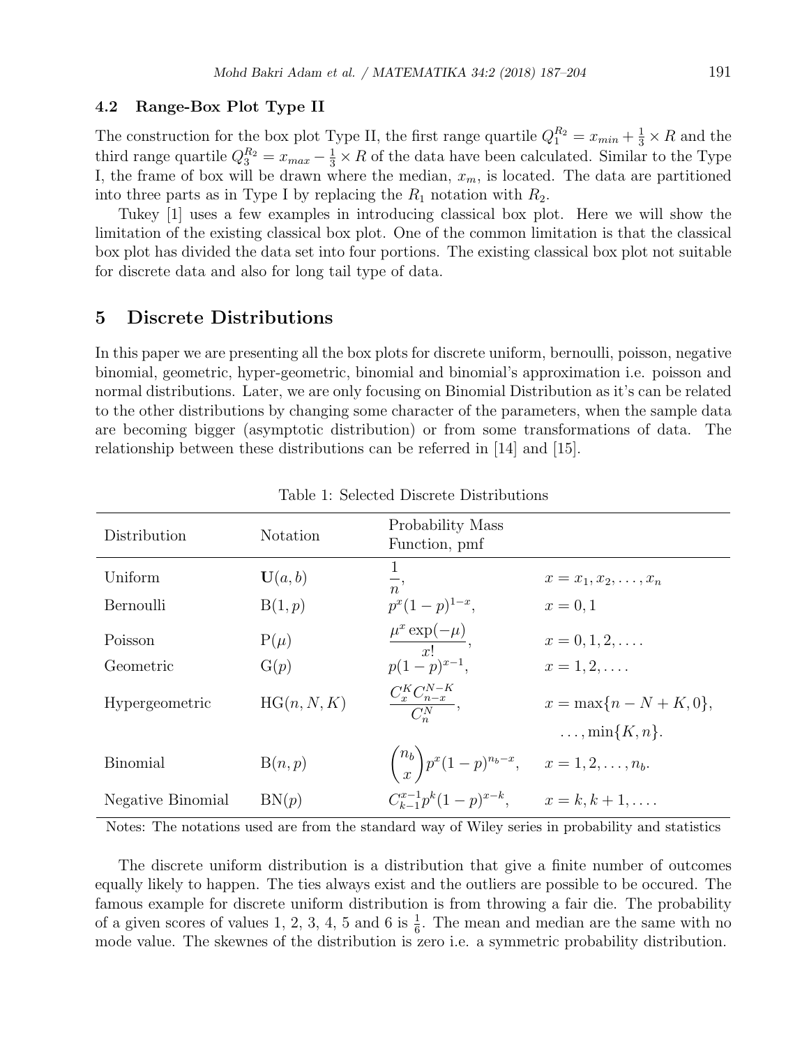### 4.2 Range-Box Plot Type II

The construction for the box plot Type II, the first range quartile $Q_1^{R_2} = x_{min} + \frac{1}{3} \times R$ and the third range quartile $Q_3^{R_2} = x_{max} - \frac{1}{3} \times R$ of the data have been calculated. Similar to the Type I, the frame of box will be drawn where the median, $x_m$, is located. The data are partitioned into three parts as in Type I by replacing the $R_1$ notation with $R_2$.

Tukey [1] uses a few examples in introducing classical box plot. Here we will show the limitation of the existing classical box plot. One of the common limitation is that the classical box plot has divided the data set into four portions. The existing classical box plot not suitable for discrete data and also for long tail type of data.

## 5 Discrete Distributions

In this paper we are presenting all the box plots for discrete uniform, bernoulli, poisson, negative binomial, geometric, hyper-geometric, binomial and binomial's approximation i.e. poisson and normal distributions. Later, we are only focusing on Binomial Distribution as it's can be related to the other distributions by changing some character of the parameters, when the sample data are becoming bigger (asymptotic distribution) or from some transformations of data. The relationship between these distributions can be referred in [14] and [15].

Table 1: Selected Discrete Distributions

| Distribution | Notation | Probability Mass Function, pmf | |
|---|---|---|---|
| Uniform | $\mathbf{U}(a, b)$ | $\dfrac{1}{n}$, | $x = x_1, x_2, \ldots, x_n$ |
| Bernoulli | $\mathrm{B}(1, p)$ | $p^x(1-p)^{1-x}$, | $x = 0, 1$ |
| Poisson | $\mathrm{P}(\mu)$ | $\dfrac{\mu^x \exp(-\mu)}{x!}$, | $x = 0, 1, 2, \ldots.$ |
| Geometric | $\mathrm{G}(p)$ | $p(1-p)^{x-1}$, | $x = 1, 2, \ldots.$ |
| Hypergeometric | $\mathrm{HG}(n, N, K)$ | $\dfrac{C_x^K C_{n-x}^{N-K}}{C_n^N}$, | $x = \max\{n - N + K, 0\}, \ldots, \min\{K, n\}.$ |
| Binomial | $\mathrm{B}(n, p)$ | $\dbinom{n_b}{x} p^x (1-p)^{n_b - x}$, | $x = 1, 2, \ldots, n_b.$ |
| Negative Binomial | $\mathrm{BN}(p)$ | $C_{k-1}^{x-1} p^k (1-p)^{x-k}$, | $x = k, k+1, \ldots.$ |

Notes: The notations used are from the standard way of Wiley series in probability and statistics

The discrete uniform distribution is a distribution that give a finite number of outcomes equally likely to happen. The ties always exist and the outliers are possible to be occured. The famous example for discrete uniform distribution is from throwing a fair die. The probability of a given scores of values 1, 2, 3, 4, 5 and 6 is $\frac{1}{6}$. The mean and median are the same with no mode value. The skewnes of the distribution is zero i.e. a symmetric probability distribution.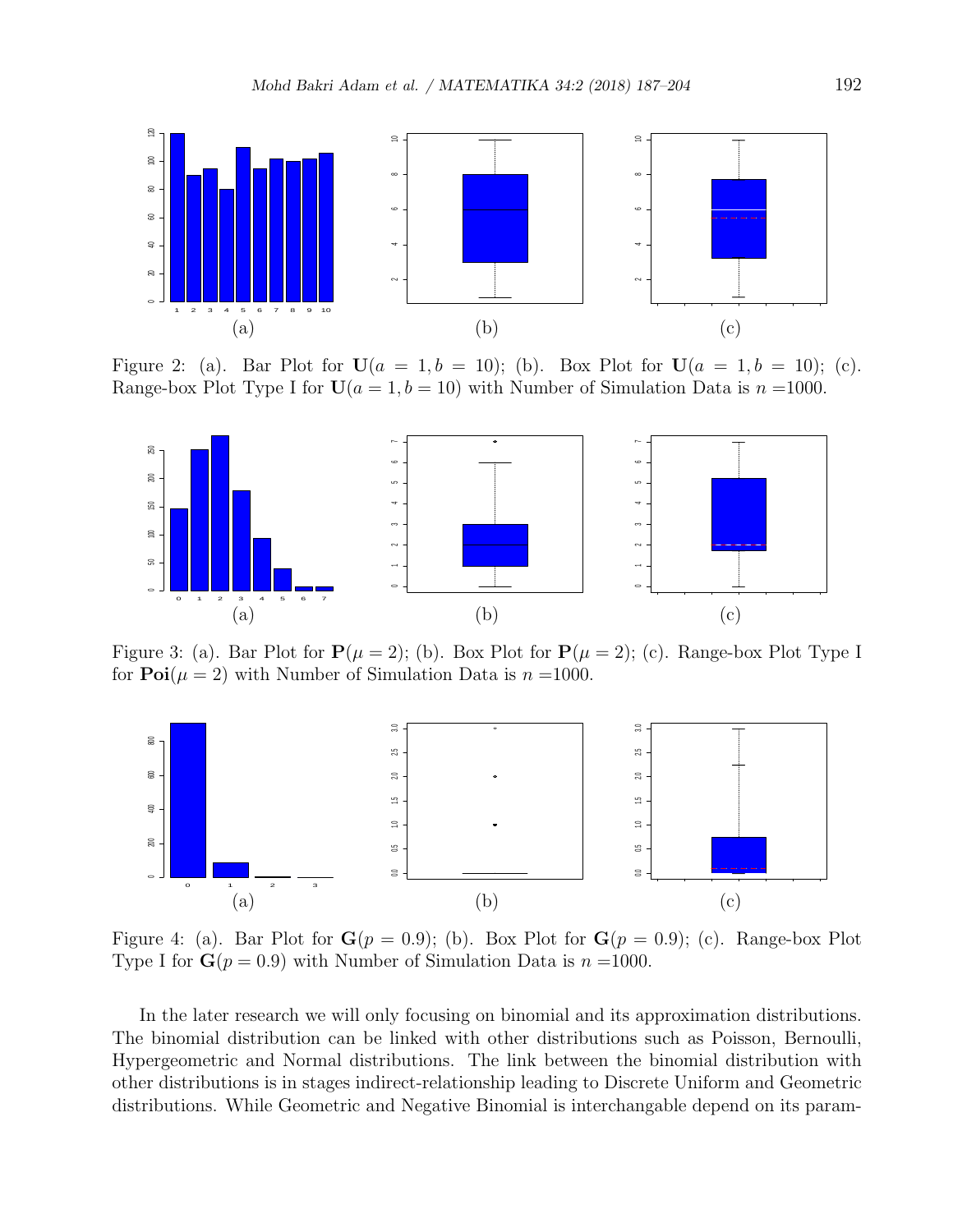Figure 2: (a). Bar Plot for $\mathbf{U}(a = 1, b = 10)$; (b). Box Plot for $\mathbf{U}(a = 1, b = 10)$; (c). Range-box Plot Type I for $\mathbf{U}(a = 1, b = 10)$ with Number of Simulation Data is $n$ =1000.

Figure 3: (a). Bar Plot for $\mathbf{P}(\mu = 2)$; (b). Box Plot for $\mathbf{P}(\mu = 2)$; (c). Range-box Plot Type I for $\mathbf{Poi}(\mu = 2)$ with Number of Simulation Data is $n$ =1000.

Figure 4: (a). Bar Plot for $\mathbf{G}(p = 0.9)$; (b). Box Plot for $\mathbf{G}(p = 0.9)$; (c). Range-box Plot Type I for $\mathbf{G}(p = 0.9)$ with Number of Simulation Data is $n$ =1000.

In the later research we will only focusing on binomial and its approximation distributions. The binomial distribution can be linked with other distributions such as Poisson, Bernoulli, Hypergeometric and Normal distributions. The link between the binomial distribution with other distributions is in stages indirect-relationship leading to Discrete Uniform and Geometric distributions. While Geometric and Negative Binomial is interchangable depend on its param-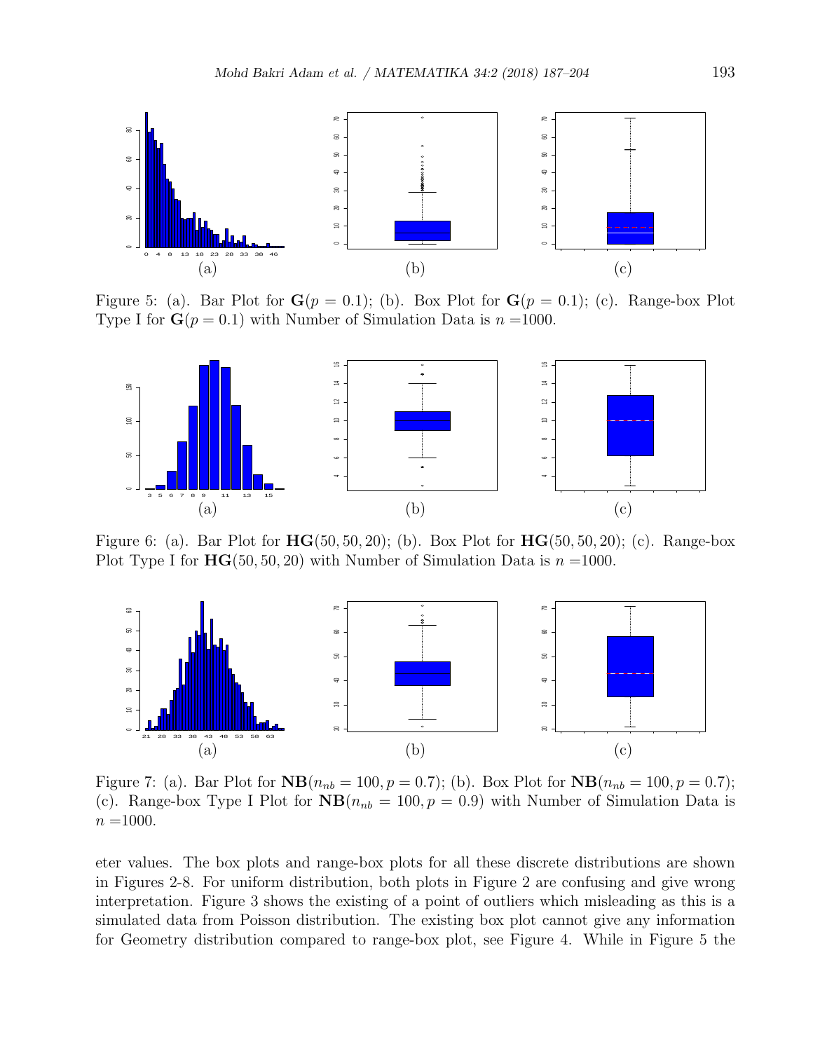(a) (b) (c)

Figure 5: (a). Bar Plot for $\mathbf{G}(p = 0.1)$; (b). Box Plot for $\mathbf{G}(p = 0.1)$; (c). Range-box Plot Type I for $\mathbf{G}(p = 0.1)$ with Number of Simulation Data is $n$ =1000.

(a) (b) (c)

Figure 6: (a). Bar Plot for $\mathbf{HG}(50, 50, 20)$; (b). Box Plot for $\mathbf{HG}(50, 50, 20)$; (c). Range-box Plot Type I for $\mathbf{HG}(50, 50, 20)$ with Number of Simulation Data is $n$ =1000.

(a) (b) (c)

Figure 7: (a). Bar Plot for $\mathbf{NB}(n_{nb} = 100, p = 0.7)$; (b). Box Plot for $\mathbf{NB}(n_{nb} = 100, p = 0.7)$; (c). Range-box Type I Plot for $\mathbf{NB}(n_{nb} = 100, p = 0.9)$ with Number of Simulation Data is $n$ =1000.

eter values. The box plots and range-box plots for all these discrete distributions are shown in Figures 2-8. For uniform distribution, both plots in Figure 2 are confusing and give wrong interpretation. Figure 3 shows the existing of a point of outliers which misleading as this is a simulated data from Poisson distribution. The existing box plot cannot give any information for Geometry distribution compared to range-box plot, see Figure 4. While in Figure 5 the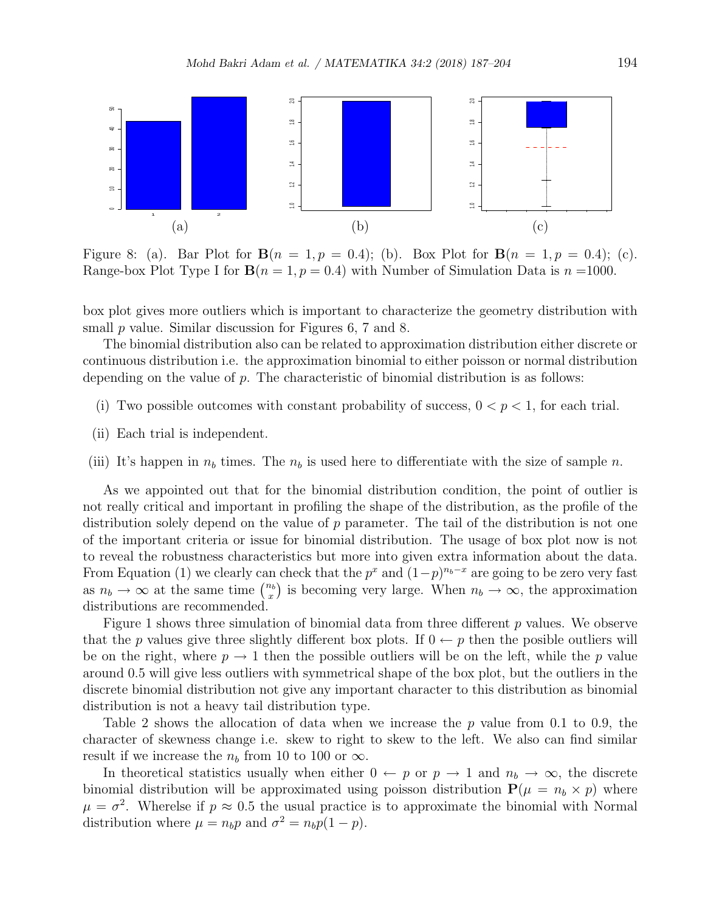Figure 8: (a). Bar Plot for $\mathbf{B}(n = 1, p = 0.4)$; (b). Box Plot for $\mathbf{B}(n = 1, p = 0.4)$; (c). Range-box Plot Type I for $\mathbf{B}(n = 1, p = 0.4)$ with Number of Simulation Data is $n = 1000$.

box plot gives more outliers which is important to characterize the geometry distribution with small $p$ value. Similar discussion for Figures 6, 7 and 8.

The binomial distribution also can be related to approximation distribution either discrete or continuous distribution i.e. the approximation binomial to either poisson or normal distribution depending on the value of $p$. The characteristic of binomial distribution is as follows:

(i) Two possible outcomes with constant probability of success, $0 < p < 1$, for each trial.

(ii) Each trial is independent.

(iii) It's happen in $n_b$ times. The $n_b$ is used here to differentiate with the size of sample $n$.

As we appointed out that for the binomial distribution condition, the point of outlier is not really critical and important in profiling the shape of the distribution, as the profile of the distribution solely depend on the value of $p$ parameter. The tail of the distribution is not one of the important criteria or issue for binomial distribution. The usage of box plot now is not to reveal the robustness characteristics but more into given extra information about the data. From Equation (1) we clearly can check that the $p^x$ and $(1-p)^{n_b-x}$ are going to be zero very fast as $n_b \to \infty$ at the same time $\binom{n_b}{x}$ is becoming very large. When $n_b \to \infty$, the approximation distributions are recommended.

Figure 1 shows three simulation of binomial data from three different $p$ values. We observe that the $p$ values give three slightly different box plots. If $0 \leftarrow p$ then the posible outliers will be on the right, where $p \to 1$ then the possible outliers will be on the left, while the $p$ value around 0.5 will give less outliers with symmetrical shape of the box plot, but the outliers in the discrete binomial distribution not give any important character to this distribution as binomial distribution is not a heavy tail distribution type.

Table 2 shows the allocation of data when we increase the $p$ value from 0.1 to 0.9, the character of skewness change i.e. skew to right to skew to the left. We also can find similar result if we increase the $n_b$ from 10 to 100 or $\infty$.

In theoretical statistics usually when either $0 \leftarrow p$ or $p \to 1$ and $n_b \to \infty$, the discrete binomial distribution will be approximated using poisson distribution $\mathbf{P}(\mu = n_b \times p)$ where $\mu = \sigma^2$. Wherelse if $p \approx 0.5$ the usual practice is to approximate the binomial with Normal distribution where $\mu = n_b p$ and $\sigma^2 = n_b p(1 - p)$.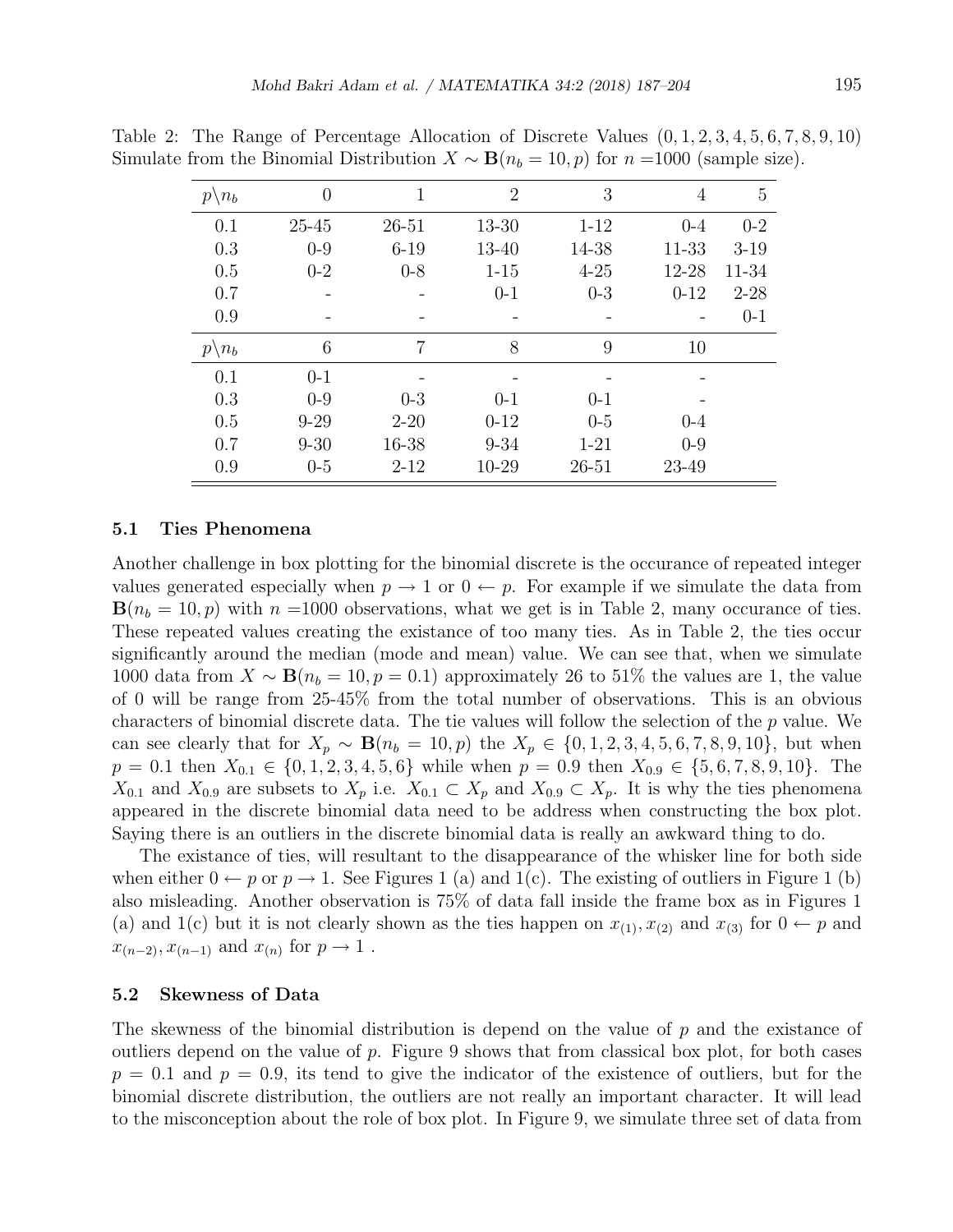Table 2: The Range of Percentage Allocation of Discrete Values $(0, 1, 2, 3, 4, 5, 6, 7, 8, 9, 10)$ Simulate from the Binomial Distribution $X \sim \mathbf{B}(n_b = 10, p)$ for $n$ =1000 (sample size).

| $p \backslash n_b$ | 0 | 1 | 2 | 3 | 4 | 5 |
|---|---|---|---|---|---|---|
| 0.1 | 25-45 | 26-51 | 13-30 | 1-12 | 0-4 | 0-2 |
| 0.3 | 0-9 | 6-19 | 13-40 | 14-38 | 11-33 | 3-19 |
| 0.5 | 0-2 | 0-8 | 1-15 | 4-25 | 12-28 | 11-34 |
| 0.7 | - | - | 0-1 | 0-3 | 0-12 | 2-28 |
| 0.9 | - | - | - | - | - | 0-1 |
| $p \backslash n_b$ | 6 | 7 | 8 | 9 | 10 | |
| 0.1 | 0-1 | - | - | - | - | |
| 0.3 | 0-9 | 0-3 | 0-1 | 0-1 | - | |
| 0.5 | 9-29 | 2-20 | 0-12 | 0-5 | 0-4 | |
| 0.7 | 9-30 | 16-38 | 9-34 | 1-21 | 0-9 | |
| 0.9 | 0-5 | 2-12 | 10-29 | 26-51 | 23-49 | |

### 5.1 Ties Phenomena

Another challenge in box plotting for the binomial discrete is the occurance of repeated integer values generated especially when $p \to 1$ or $0 \leftarrow p$. For example if we simulate the data from $\mathbf{B}(n_b = 10, p)$ with $n$ =1000 observations, what we get is in Table 2, many occurance of ties. These repeated values creating the existance of too many ties. As in Table 2, the ties occur significantly around the median (mode and mean) value. We can see that, when we simulate 1000 data from $X \sim \mathbf{B}(n_b = 10, p = 0.1)$ approximately 26 to 51% the values are 1, the value of 0 will be range from 25-45% from the total number of observations. This is an obvious characters of binomial discrete data. The tie values will follow the selection of the $p$ value. We can see clearly that for $X_p \sim \mathbf{B}(n_b = 10, p)$ the $X_p \in \{0, 1, 2, 3, 4, 5, 6, 7, 8, 9, 10\}$, but when $p = 0.1$ then $X_{0.1} \in \{0, 1, 2, 3, 4, 5, 6\}$ while when $p = 0.9$ then $X_{0.9} \in \{5, 6, 7, 8, 9, 10\}$. The $X_{0.1}$ and $X_{0.9}$ are subsets to $X_p$ i.e. $X_{0.1} \subset X_p$ and $X_{0.9} \subset X_p$. It is why the ties phenomena appeared in the discrete binomial data need to be address when constructing the box plot. Saying there is an outliers in the discrete binomial data is really an awkward thing to do.

The existance of ties, will resultant to the disappearance of the whisker line for both side when either $0 \leftarrow p$ or $p \to 1$. See Figures 1 (a) and 1(c). The existing of outliers in Figure 1 (b) also misleading. Another observation is 75% of data fall inside the frame box as in Figures 1 (a) and 1(c) but it is not clearly shown as the ties happen on $x_{(1)}, x_{(2)}$ and $x_{(3)}$ for $0 \leftarrow p$ and $x_{(n-2)}, x_{(n-1)}$ and $x_{(n)}$ for $p \to 1$ .

### 5.2 Skewness of Data

The skewness of the binomial distribution is depend on the value of $p$ and the existance of outliers depend on the value of $p$. Figure 9 shows that from classical box plot, for both cases $p = 0.1$ and $p = 0.9$, its tend to give the indicator of the existence of outliers, but for the binomial discrete distribution, the outliers are not really an important character. It will lead to the misconception about the role of box plot. In Figure 9, we simulate three set of data from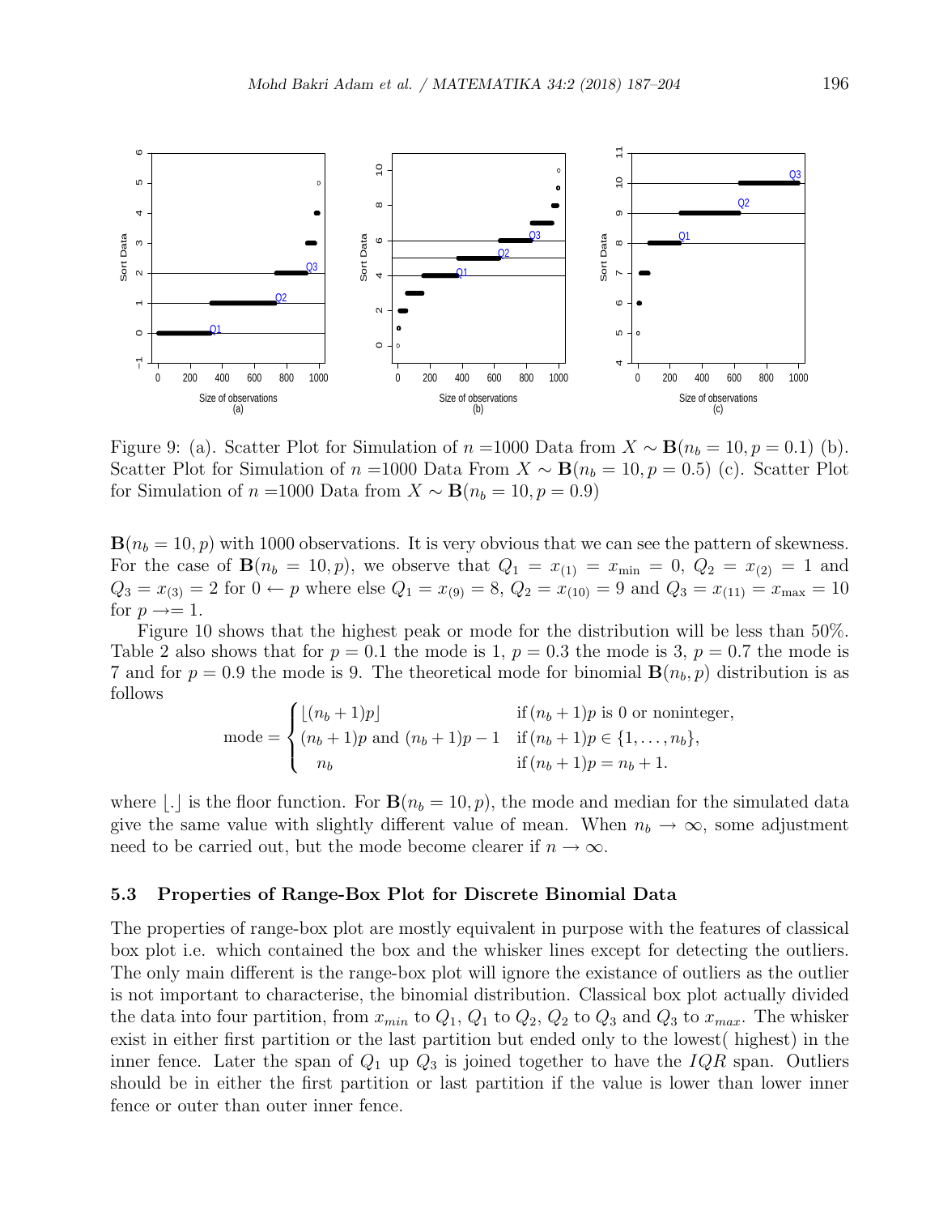Figure 9: (a). Scatter Plot for Simulation of $n$ =1000 Data from $X \sim \mathbf{B}(n_b = 10, p = 0.1)$ (b). Scatter Plot for Simulation of $n$ =1000 Data From $X \sim \mathbf{B}(n_b = 10, p = 0.5)$ (c). Scatter Plot for Simulation of $n$ =1000 Data from $X \sim \mathbf{B}(n_b = 10, p = 0.9)$

$\mathbf{B}(n_b = 10, p)$ with 1000 observations. It is very obvious that we can see the pattern of skewness. For the case of $\mathbf{B}(n_b = 10, p)$, we observe that $Q_1 = x_{(1)} = x_{\min} = 0$, $Q_2 = x_{(2)} = 1$ and $Q_3 = x_{(3)} = 2$ for $0 \leftarrow p$ where else $Q_1 = x_{(9)} = 8$, $Q_2 = x_{(10)} = 9$ and $Q_3 = x_{(11)} = x_{\max} = 10$ for $p \rightarrow= 1$.

Figure 10 shows that the highest peak or mode for the distribution will be less than 50%. Table 2 also shows that for $p = 0.1$ the mode is 1, $p = 0.3$ the mode is 3, $p = 0.7$ the mode is 7 and for $p = 0.9$ the mode is 9. The theoretical mode for binomial $\mathbf{B}(n_b, p)$ distribution is as follows

$$\text{mode} = \begin{cases} \lfloor (n_b + 1)p \rfloor & \text{if } (n_b + 1)p \text{ is 0 or noninteger,} \\ (n_b + 1)p \text{ and } (n_b + 1)p - 1 & \text{if } (n_b + 1)p \in \{1, \ldots, n_b\}, \\ \quad n_b & \text{if } (n_b + 1)p = n_b + 1. \end{cases}$$

where $\lfloor . \rfloor$ is the floor function. For $\mathbf{B}(n_b = 10, p)$, the mode and median for the simulated data give the same value with slightly different value of mean. When $n_b \to \infty$, some adjustment need to be carried out, but the mode become clearer if $n \to \infty$.

### 5.3 Properties of Range-Box Plot for Discrete Binomial Data

The properties of range-box plot are mostly equivalent in purpose with the features of classical box plot i.e. which contained the box and the whisker lines except for detecting the outliers. The only main different is the range-box plot will ignore the existance of outliers as the outlier is not important to characterise, the binomial distribution. Classical box plot actually divided the data into four partition, from $x_{min}$ to $Q_1$, $Q_1$ to $Q_2$, $Q_2$ to $Q_3$ and $Q_3$ to $x_{max}$. The whisker exist in either first partition or the last partition but ended only to the lowest( highest) in the inner fence. Later the span of $Q_1$ up $Q_3$ is joined together to have the $IQR$ span. Outliers should be in either the first partition or last partition if the value is lower than lower inner fence or outer than outer inner fence.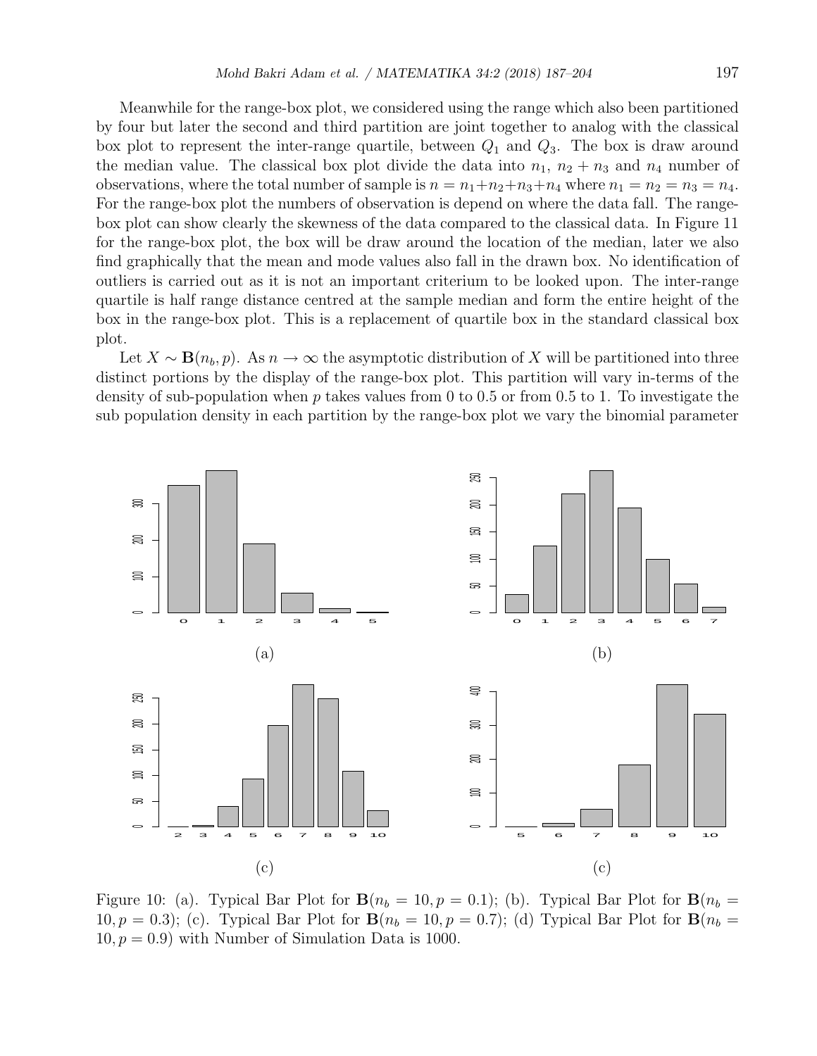Meanwhile for the range-box plot, we considered using the range which also been partitioned by four but later the second and third partition are joint together to analog with the classical box plot to represent the inter-range quartile, between $Q_1$ and $Q_3$. The box is draw around the median value. The classical box plot divide the data into $n_1$, $n_2 + n_3$ and $n_4$ number of observations, where the total number of sample is $n = n_1+n_2+n_3+n_4$ where $n_1 = n_2 = n_3 = n_4$. For the range-box plot the numbers of observation is depend on where the data fall. The range-box plot can show clearly the skewness of the data compared to the classical data. In Figure 11 for the range-box plot, the box will be draw around the location of the median, later we also find graphically that the mean and mode values also fall in the drawn box. No identification of outliers is carried out as it is not an important criterium to be looked upon. The inter-range quartile is half range distance centred at the sample median and form the entire height of the box in the range-box plot. This is a replacement of quartile box in the standard classical box plot.

Let $X \sim \mathbf{B}(n_b, p)$. As $n \to \infty$ the asymptotic distribution of $X$ will be partitioned into three distinct portions by the display of the range-box plot. This partition will vary in-terms of the density of sub-population when $p$ takes values from 0 to 0.5 or from 0.5 to 1. To investigate the sub population density in each partition by the range-box plot we vary the binomial parameter

(a)

(b)

(c)

(c)

Figure 10: (a). Typical Bar Plot for $\mathbf{B}(n_b = 10, p = 0.1)$; (b). Typical Bar Plot for $\mathbf{B}(n_b = 10, p = 0.3)$; (c). Typical Bar Plot for $\mathbf{B}(n_b = 10, p = 0.7)$; (d) Typical Bar Plot for $\mathbf{B}(n_b = 10, p = 0.9)$ with Number of Simulation Data is 1000.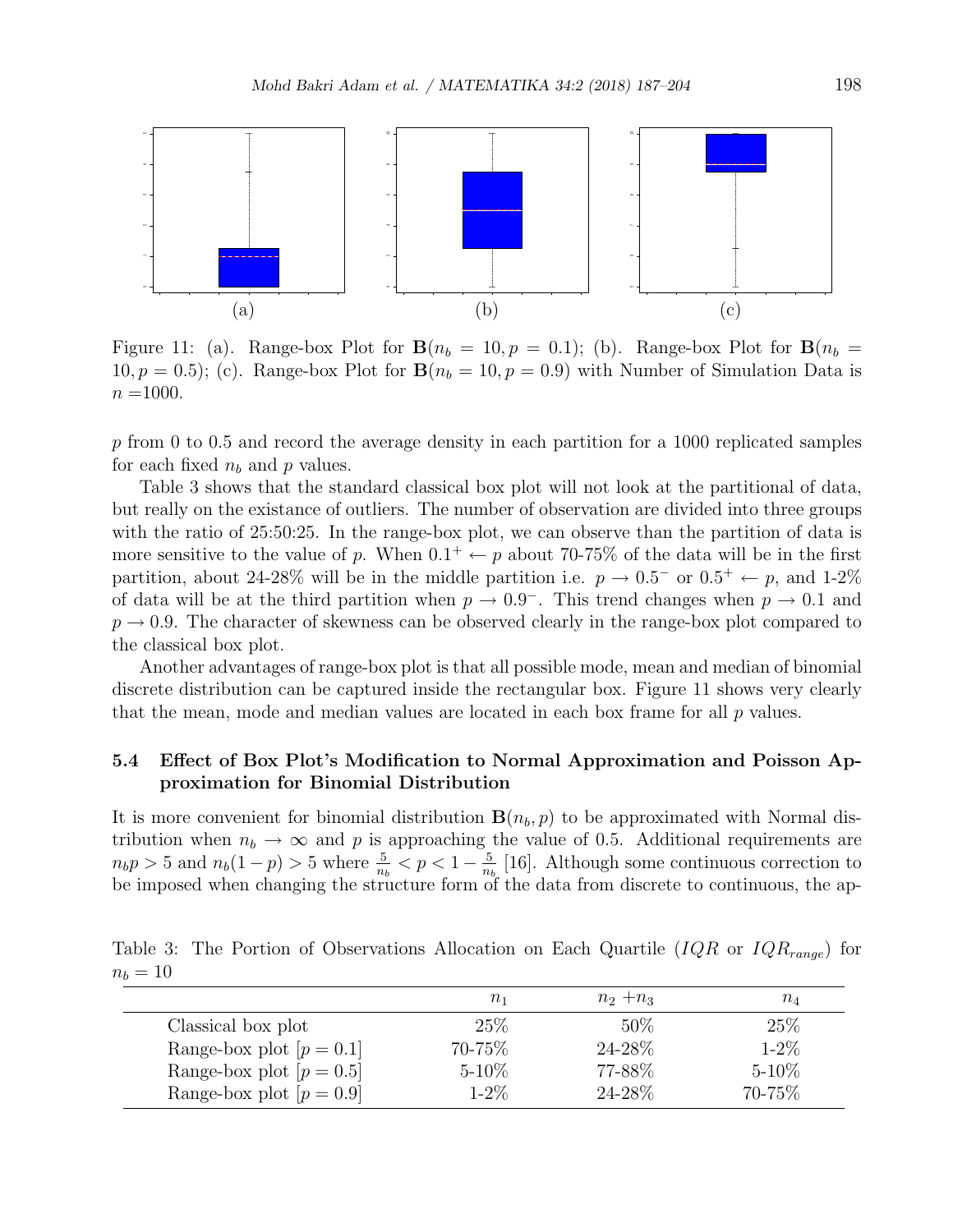(a) (b) (c)

Figure 11: (a). Range-box Plot for $\mathbf{B}(n_b = 10, p = 0.1)$; (b). Range-box Plot for $\mathbf{B}(n_b = 10, p = 0.5)$; (c). Range-box Plot for $\mathbf{B}(n_b = 10, p = 0.9)$ with Number of Simulation Data is $n = 1000$.

$p$ from 0 to 0.5 and record the average density in each partition for a 1000 replicated samples for each fixed $n_b$ and $p$ values.

Table 3 shows that the standard classical box plot will not look at the partitional of data, but really on the existance of outliers. The number of observation are divided into three groups with the ratio of 25:50:25. In the range-box plot, we can observe than the partition of data is more sensitive to the value of $p$. When $0.1^+ \leftarrow p$ about 70-75% of the data will be in the first partition, about 24-28% will be in the middle partition i.e. $p \to 0.5^-$ or $0.5^+ \leftarrow p$, and 1-2% of data will be at the third partition when $p \to 0.9^-$. This trend changes when $p \to 0.1$ and $p \to 0.9$. The character of skewness can be observed clearly in the range-box plot compared to the classical box plot.

Another advantages of range-box plot is that all possible mode, mean and median of binomial discrete distribution can be captured inside the rectangular box. Figure 11 shows very clearly that the mean, mode and median values are located in each box frame for all $p$ values.

### 5.4 Effect of Box Plot's Modification to Normal Approximation and Poisson Approximation for Binomial Distribution

It is more convenient for binomial distribution $\mathbf{B}(n_b, p)$ to be approximated with Normal distribution when $n_b \to \infty$ and $p$ is approaching the value of 0.5. Additional requirements are $n_b p > 5$ and $n_b(1-p) > 5$ where $\frac{5}{n_b} < p < 1 - \frac{5}{n_b}$ [16]. Although some continuous correction to be imposed when changing the structure form of the data from discrete to continuous, the ap-

Table 3: The Portion of Observations Allocation on Each Quartile ($IQR$ or $IQR_{range}$) for $n_b = 10$

| | $n_1$ | $n_2 + n_3$ | $n_4$ |
|---|---|---|---|
| Classical box plot | 25% | 50% | 25% |
| Range-box plot [$p = 0.1$] | 70-75% | 24-28% | 1-2% |
| Range-box plot [$p = 0.5$] | 5-10% | 77-88% | 5-10% |
| Range-box plot [$p = 0.9$] | 1-2% | 24-28% | 70-75% |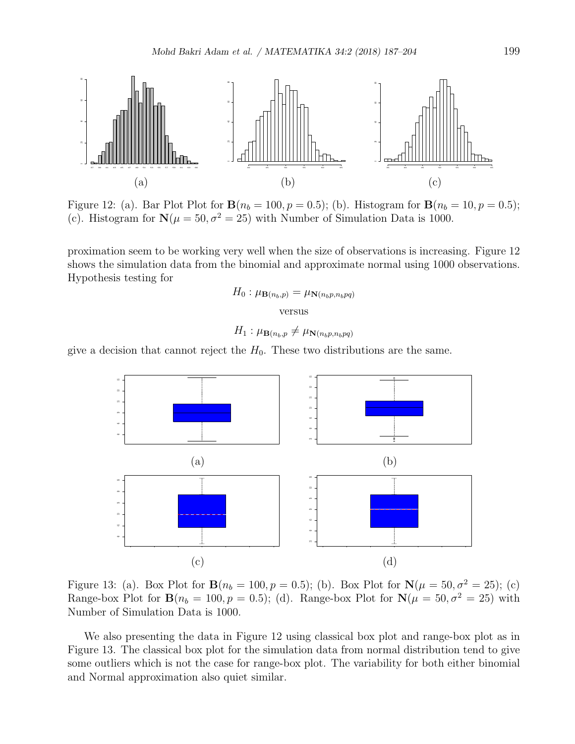(a) (b) (c)

Figure 12: (a). Bar Plot Plot for $\mathbf{B}(n_b = 100, p = 0.5)$; (b). Histogram for $\mathbf{B}(n_b = 10, p = 0.5)$; (c). Histogram for $\mathbf{N}(\mu = 50, \sigma^2 = 25)$ with Number of Simulation Data is 1000.

proximation seem to be working very well when the size of observations is increasing. Figure 12 shows the simulation data from the binomial and approximate normal using 1000 observations. Hypothesis testing for

$$H_0 : \mu_{\mathbf{B}(n_b,p)} = \mu_{\mathbf{N}(n_b p, n_b pq)}$$

versus

$$H_1 : \mu_{\mathbf{B}(n_b,p} \neq \mu_{\mathbf{N}(n_b p, n_b pq)}$$

give a decision that cannot reject the $H_0$. These two distributions are the same.

(a) (b)

(c) (d)

Figure 13: (a). Box Plot for $\mathbf{B}(n_b = 100, p = 0.5)$; (b). Box Plot for $\mathbf{N}(\mu = 50, \sigma^2 = 25)$; (c) Range-box Plot for $\mathbf{B}(n_b = 100, p = 0.5)$; (d). Range-box Plot for $\mathbf{N}(\mu = 50, \sigma^2 = 25)$ with Number of Simulation Data is 1000.

We also presenting the data in Figure 12 using classical box plot and range-box plot as in Figure 13. The classical box plot for the simulation data from normal distribution tend to give some outliers which is not the case for range-box plot. The variability for both either binomial and Normal approximation also quiet similar.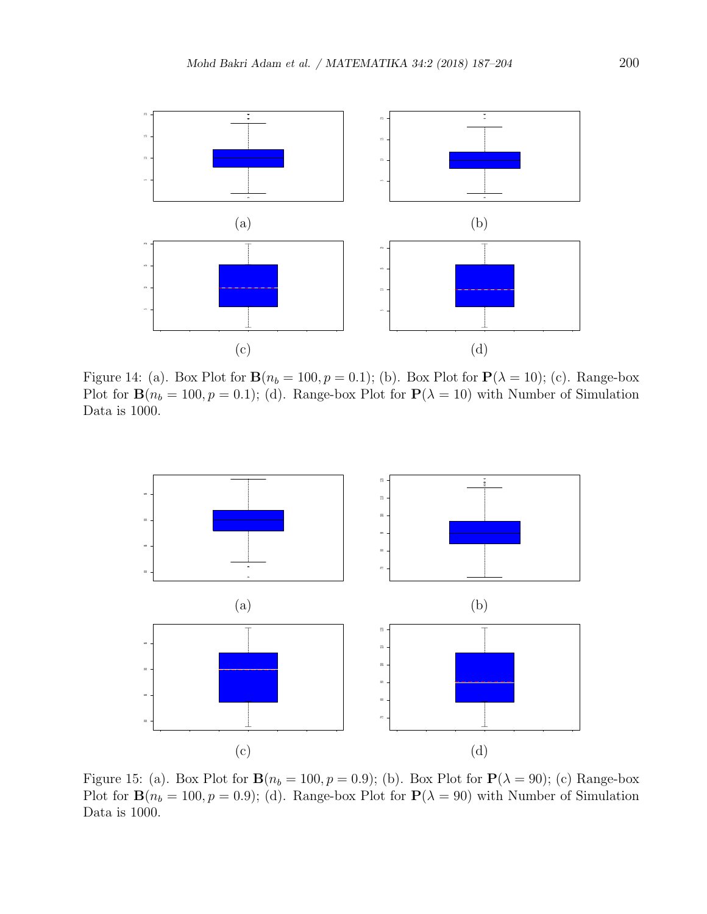(a)

(b)

(c)

(d)

Figure 14: (a). Box Plot for $\mathbf{B}(n_b = 100, p = 0.1)$; (b). Box Plot for $\mathbf{P}(\lambda = 10)$; (c). Range-box Plot for $\mathbf{B}(n_b = 100, p = 0.1)$; (d). Range-box Plot for $\mathbf{P}(\lambda = 10)$ with Number of Simulation Data is 1000.

(a)

(b)

(c)

(d)

Figure 15: (a). Box Plot for $\mathbf{B}(n_b = 100, p = 0.9)$; (b). Box Plot for $\mathbf{P}(\lambda = 90)$; (c) Range-box Plot for $\mathbf{B}(n_b = 100, p = 0.9)$; (d). Range-box Plot for $\mathbf{P}(\lambda = 90)$ with Number of Simulation Data is 1000.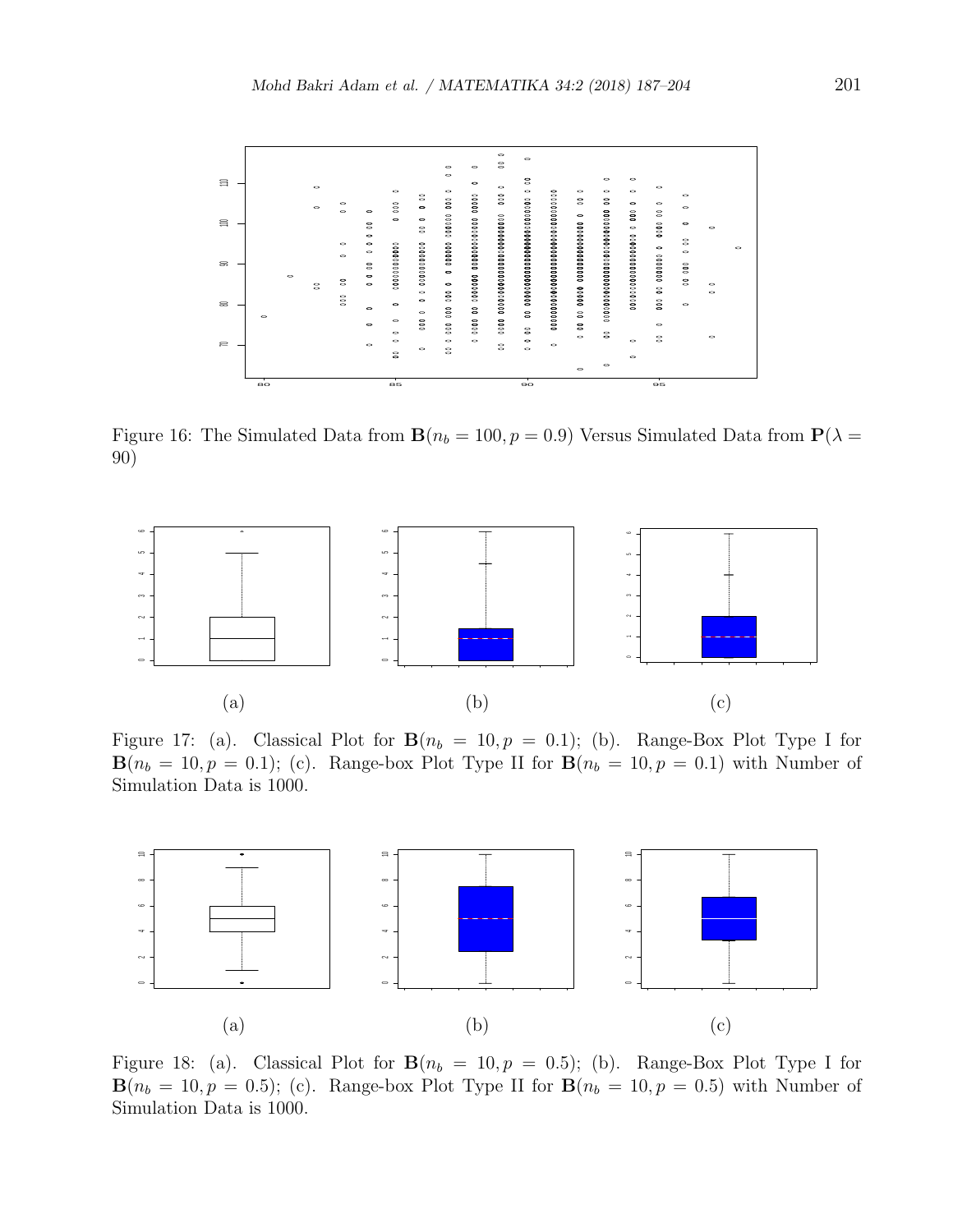Figure 16: The Simulated Data from $\mathbf{B}(n_b = 100, p = 0.9)$ Versus Simulated Data from $\mathbf{P}(\lambda = 90)$

(a) (b) (c)

Figure 17: (a). Classical Plot for $\mathbf{B}(n_b = 10, p = 0.1)$; (b). Range-Box Plot Type I for $\mathbf{B}(n_b = 10, p = 0.1)$; (c). Range-box Plot Type II for $\mathbf{B}(n_b = 10, p = 0.1)$ with Number of Simulation Data is 1000.

(a) (b) (c)

Figure 18: (a). Classical Plot for $\mathbf{B}(n_b = 10, p = 0.5)$; (b). Range-Box Plot Type I for $\mathbf{B}(n_b = 10, p = 0.5)$; (c). Range-box Plot Type II for $\mathbf{B}(n_b = 10, p = 0.5)$ with Number of Simulation Data is 1000.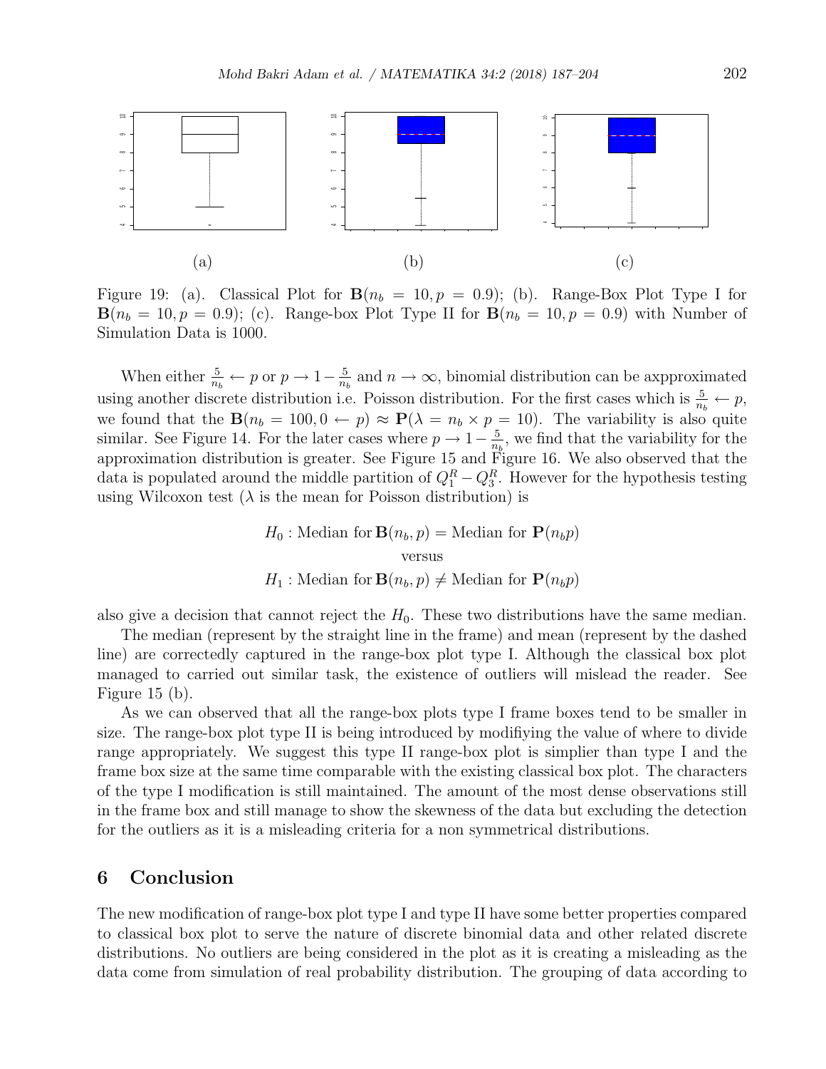(a) (b) (c)

Figure 19: (a). Classical Plot for $\mathbf{B}(n_b = 10, p = 0.9)$; (b). Range-Box Plot Type I for $\mathbf{B}(n_b = 10, p = 0.9)$; (c). Range-box Plot Type II for $\mathbf{B}(n_b = 10, p = 0.9)$ with Number of Simulation Data is 1000.

When either $\frac{5}{n_b} \leftarrow p$ or $p \rightarrow 1-\frac{5}{n_b}$ and $n \rightarrow \infty$, binomial distribution can be axpproximated using another discrete distribution i.e. Poisson distribution. For the first cases which is $\frac{5}{n_b} \leftarrow p$, we found that the $\mathbf{B}(n_b = 100, 0 \leftarrow p) \approx \mathbf{P}(\lambda = n_b \times p = 10)$. The variability is also quite similar. See Figure 14. For the later cases where $p \rightarrow 1 - \frac{5}{n_b}$, we find that the variability for the approximation distribution is greater. See Figure 15 and Figure 16. We also observed that the data is populated around the middle partition of $Q_1^R - Q_3^R$. However for the hypothesis testing using Wilcoxon test ($\lambda$ is the mean for Poisson distribution) is

$$
\begin{gathered}
H_0 : \text{Median for } \mathbf{B}(n_b, p) = \text{Median for } \mathbf{P}(n_b p) \\
\text{versus} \\
H_1 : \text{Median for } \mathbf{B}(n_b, p) \neq \text{Median for } \mathbf{P}(n_b p)
\end{gathered}
$$

also give a decision that cannot reject the $H_0$. These two distributions have the same median.

The median (represent by the straight line in the frame) and mean (represent by the dashed line) are correctedly captured in the range-box plot type I. Although the classical box plot managed to carried out similar task, the existence of outliers will mislead the reader. See Figure 15 (b).

As we can observed that all the range-box plots type I frame boxes tend to be smaller in size. The range-box plot type II is being introduced by modifiying the value of where to divide range appropriately. We suggest this type II range-box plot is simplier than type I and the frame box size at the same time comparable with the existing classical box plot. The characters of the type I modification is still maintained. The amount of the most dense observations still in the frame box and still manage to show the skewness of the data but excluding the detection for the outliers as it is a misleading criteria for a non symmetrical distributions.

## 6 Conclusion

The new modification of range-box plot type I and type II have some better properties compared to classical box plot to serve the nature of discrete binomial data and other related discrete distributions. No outliers are being considered in the plot as it is creating a misleading as the data come from simulation of real probability distribution. The grouping of data according to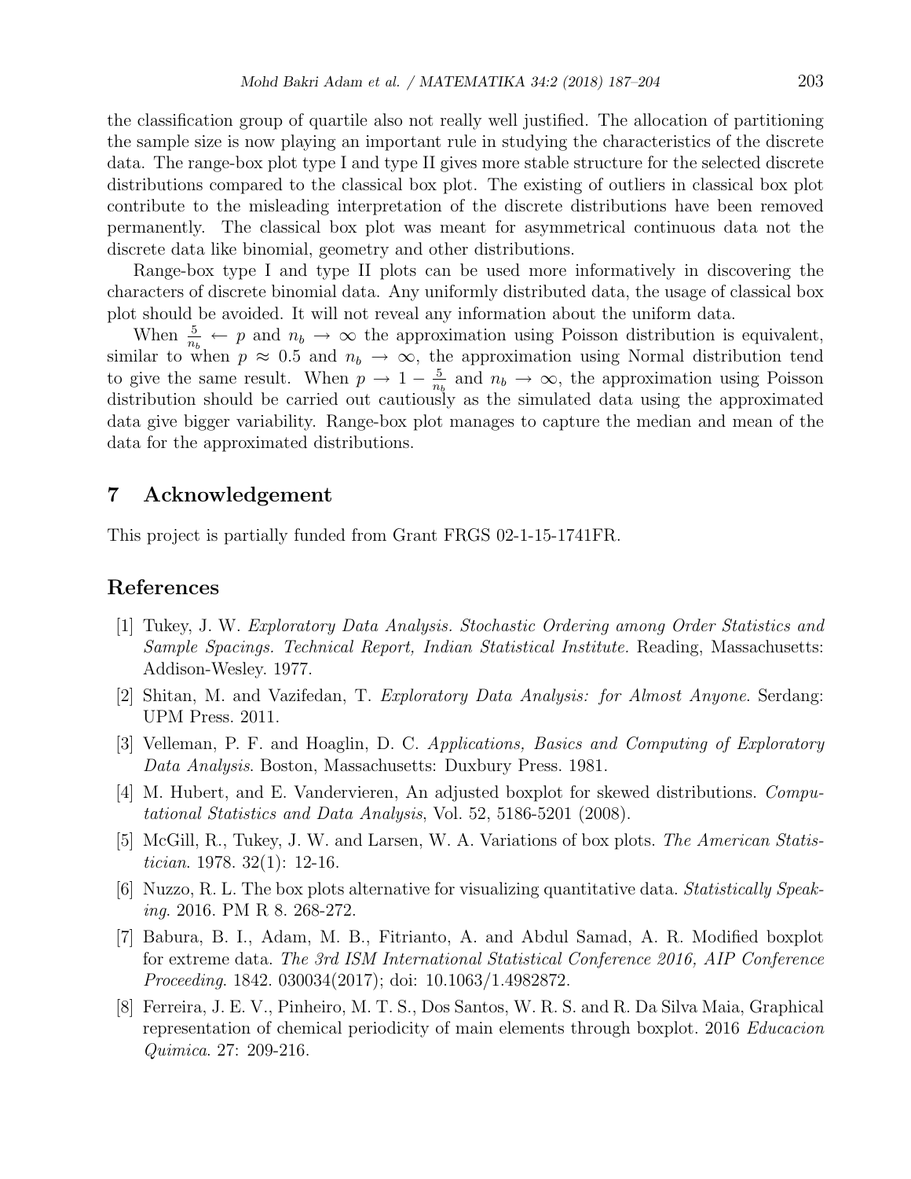the classification group of quartile also not really well justified. The allocation of partitioning the sample size is now playing an important rule in studying the characteristics of the discrete data. The range-box plot type I and type II gives more stable structure for the selected discrete distributions compared to the classical box plot. The existing of outliers in classical box plot contribute to the misleading interpretation of the discrete distributions have been removed permanently. The classical box plot was meant for asymmetrical continuous data not the discrete data like binomial, geometry and other distributions.

Range-box type I and type II plots can be used more informatively in discovering the characters of discrete binomial data. Any uniformly distributed data, the usage of classical box plot should be avoided. It will not reveal any information about the uniform data.

When $\frac{5}{n_b} \leftarrow p$ and $n_b \rightarrow \infty$ the approximation using Poisson distribution is equivalent, similar to when $p \approx 0.5$ and $n_b \rightarrow \infty$, the approximation using Normal distribution tend to give the same result. When $p \rightarrow 1 - \frac{5}{n_b}$ and $n_b \rightarrow \infty$, the approximation using Poisson distribution should be carried out cautiously as the simulated data using the approximated data give bigger variability. Range-box plot manages to capture the median and mean of the data for the approximated distributions.

## 7 Acknowledgement

This project is partially funded from Grant FRGS 02-1-15-1741FR.

## References

[1] Tukey, J. W. *Exploratory Data Analysis. Stochastic Ordering among Order Statistics and Sample Spacings. Technical Report, Indian Statistical Institute.* Reading, Massachusetts: Addison-Wesley. 1977.

[2] Shitan, M. and Vazifedan, T. *Exploratory Data Analysis: for Almost Anyone*. Serdang: UPM Press. 2011.

[3] Velleman, P. F. and Hoaglin, D. C. *Applications, Basics and Computing of Exploratory Data Analysis*. Boston, Massachusetts: Duxbury Press. 1981.

[4] M. Hubert, and E. Vandervieren, An adjusted boxplot for skewed distributions. *Computational Statistics and Data Analysis*, Vol. 52, 5186-5201 (2008).

[5] McGill, R., Tukey, J. W. and Larsen, W. A. Variations of box plots. *The American Statistician*. 1978. 32(1): 12-16.

[6] Nuzzo, R. L. The box plots alternative for visualizing quantitative data. *Statistically Speaking*. 2016. PM R 8. 268-272.

[7] Babura, B. I., Adam, M. B., Fitrianto, A. and Abdul Samad, A. R. Modified boxplot for extreme data. *The 3rd ISM International Statistical Conference 2016, AIP Conference Proceeding*. 1842. 030034(2017); doi: 10.1063/1.4982872.

[8] Ferreira, J. E. V., Pinheiro, M. T. S., Dos Santos, W. R. S. and R. Da Silva Maia, Graphical representation of chemical periodicity of main elements through boxplot. 2016 *Educacion Quimica*. 27: 209-216.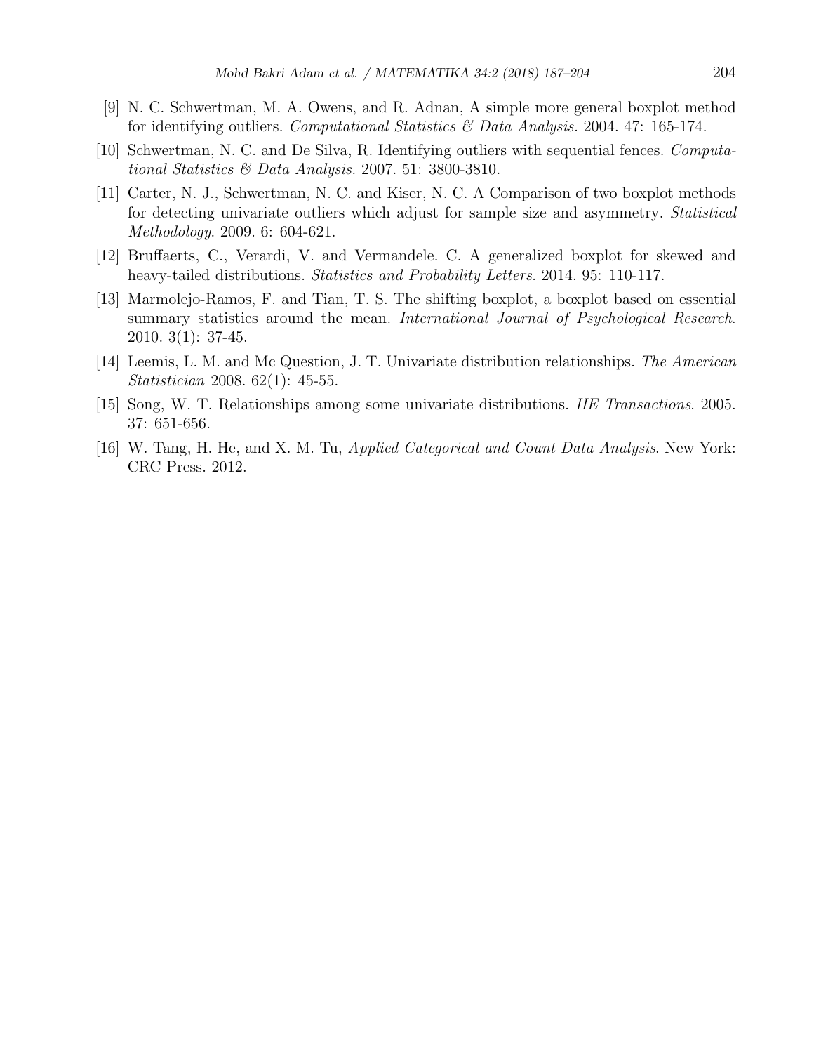[9] N. C. Schwertman, M. A. Owens, and R. Adnan, A simple more general boxplot method for identifying outliers. *Computational Statistics & Data Analysis.* 2004. 47: 165-174.

[10] Schwertman, N. C. and De Silva, R. Identifying outliers with sequential fences. *Computational Statistics & Data Analysis.* 2007. 51: 3800-3810.

[11] Carter, N. J., Schwertman, N. C. and Kiser, N. C. A Comparison of two boxplot methods for detecting univariate outliers which adjust for sample size and asymmetry. *Statistical Methodology*. 2009. 6: 604-621.

[12] Bruffaerts, C., Verardi, V. and Vermandele. C. A generalized boxplot for skewed and heavy-tailed distributions. *Statistics and Probability Letters*. 2014. 95: 110-117.

[13] Marmolejo-Ramos, F. and Tian, T. S. The shifting boxplot, a boxplot based on essential summary statistics around the mean. *International Journal of Psychological Research*. 2010. 3(1): 37-45.

[14] Leemis, L. M. and Mc Question, J. T. Univariate distribution relationships. *The American Statistician* 2008. 62(1): 45-55.

[15] Song, W. T. Relationships among some univariate distributions. *IIE Transactions*. 2005. 37: 651-656.

[16] W. Tang, H. He, and X. M. Tu, *Applied Categorical and Count Data Analysis*. New York: CRC Press. 2012.